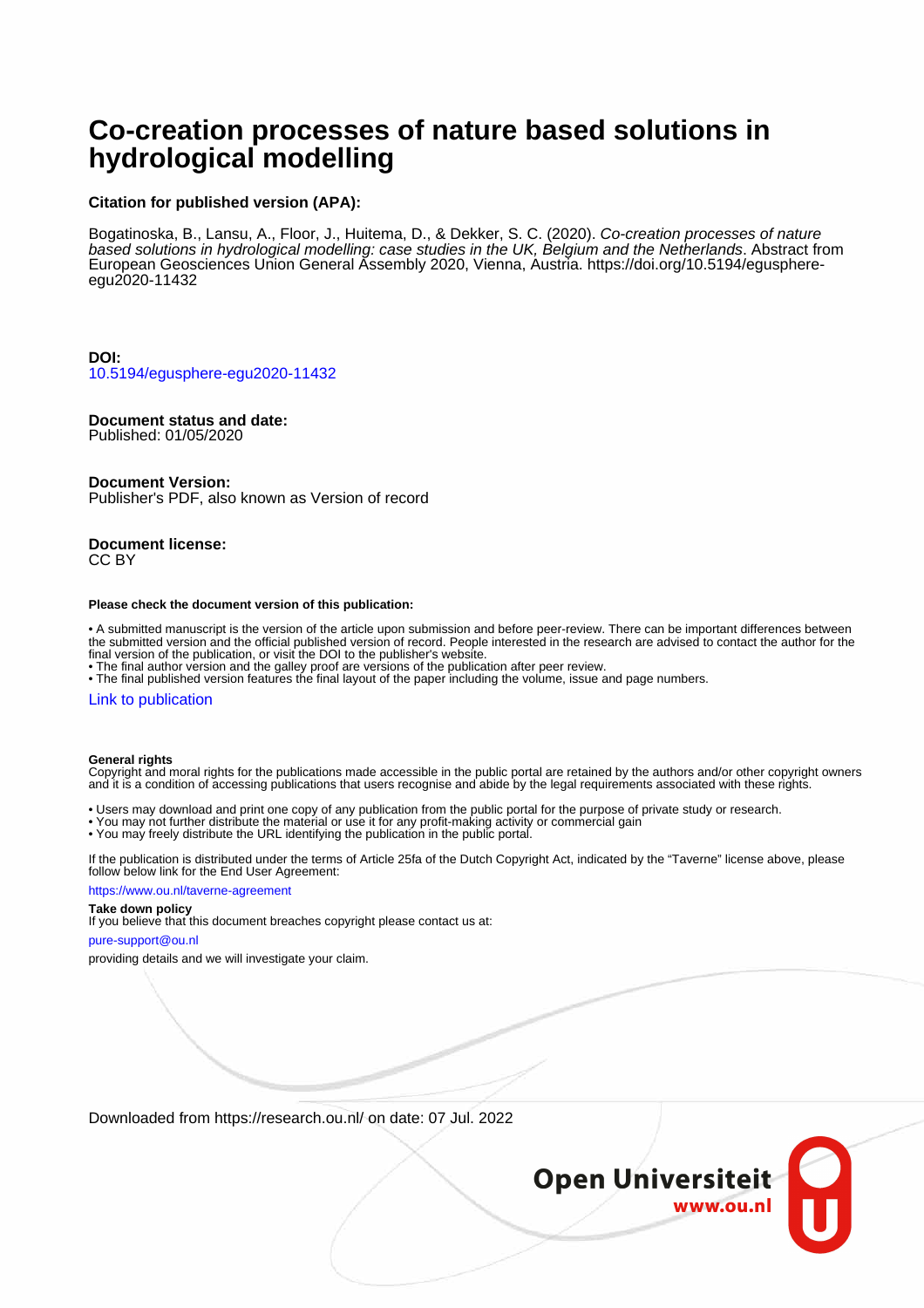# Co-creation processes of nature based solutions in hydrological modelling

**Citation for published version (APA):**

Bogatinoska, B., Lansu, A., Floor, J., Huitema, D., & Dekker, S. C. (2020). *Co-creation processes of nature based solutions in hydrological modelling: case studies in the UK, Belgium and the Netherlands*. Abstract from European Geosciences Union General Assembly 2020, Vienna, Austria. https://doi.org/10.5194/egusphere-egu2020-11432

**DOI:**
10.5194/egusphere-egu2020-11432

**Document status and date:**
Published: 01/05/2020

**Document Version:**
Publisher's PDF, also known as Version of record

**Document license:**
CC BY

**Please check the document version of this publication:**

- A submitted manuscript is the version of the article upon submission and before peer-review. There can be important differences between the submitted version and the official published version of record. People interested in the research are advised to contact the author for the final version of the publication, or visit the DOI to the publisher's website.
- The final author version and the galley proof are versions of the publication after peer review.
- The final published version features the final layout of the paper including the volume, issue and page numbers.

Link to publication

**General rights**
Copyright and moral rights for the publications made accessible in the public portal are retained by the authors and/or other copyright owners and it is a condition of accessing publications that users recognise and abide by the legal requirements associated with these rights.

- Users may download and print one copy of any publication from the public portal for the purpose of private study or research.
- You may not further distribute the material or use it for any profit-making activity or commercial gain
- You may freely distribute the URL identifying the publication in the public portal.

If the publication is distributed under the terms of Article 25fa of the Dutch Copyright Act, indicated by the "Taverne" license above, please follow below link for the End User Agreement:

https://www.ou.nl/taverne-agreement

**Take down policy**
If you believe that this document breaches copyright please contact us at:

pure-support@ou.nl

providing details and we will investigate your claim.

Downloaded from https://research.ou.nl/ on date: 07 Jul. 2022

Open Universiteit
www.ou.nl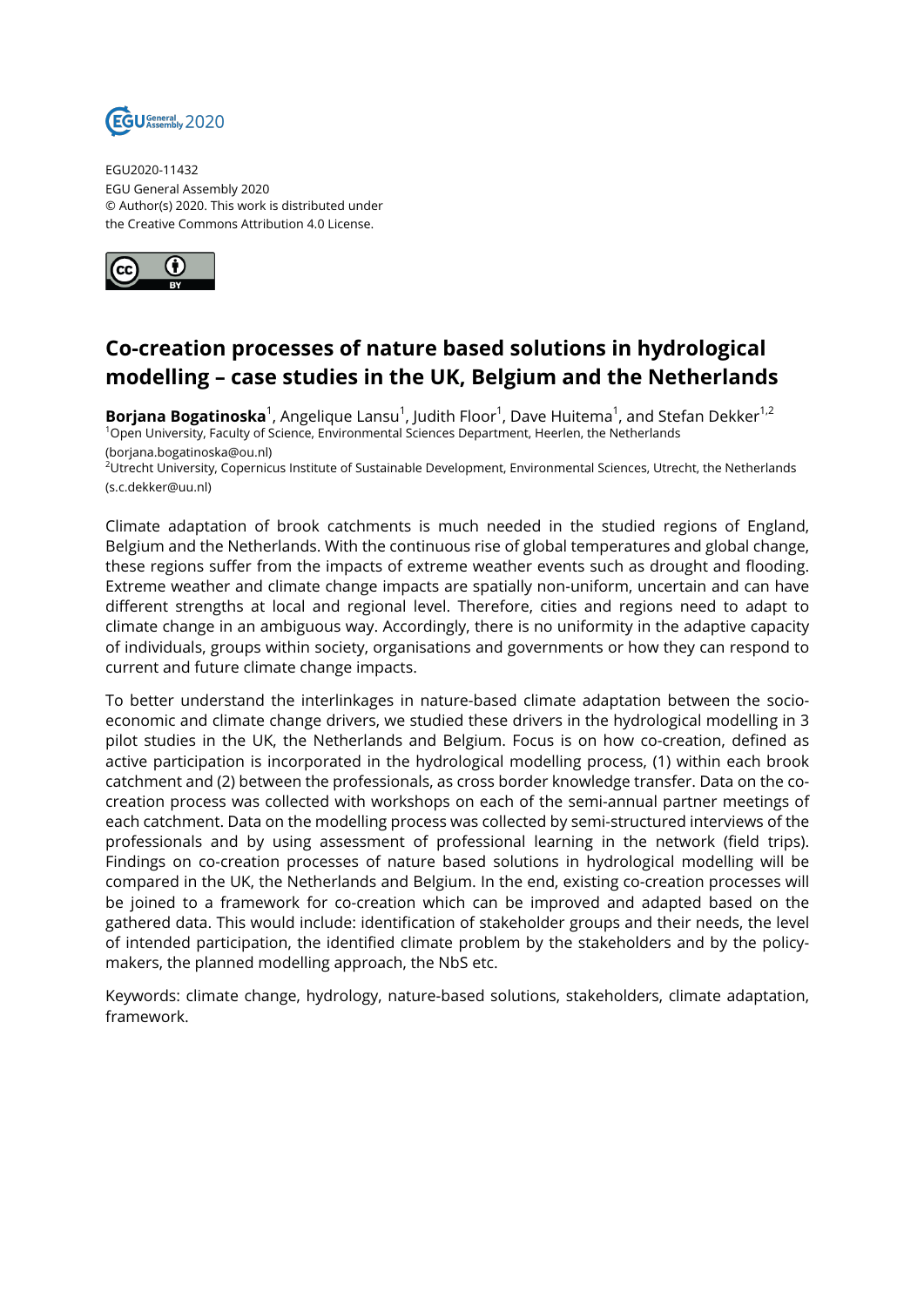EGU2020-11432
EGU General Assembly 2020
© Author(s) 2020. This work is distributed under
the Creative Commons Attribution 4.0 License.

# Co-creation processes of nature based solutions in hydrological modelling – case studies in the UK, Belgium and the Netherlands

**Borjana Bogatinoska**[1], Angelique Lansu[1], Judith Floor[1], Dave Huitema[1], and Stefan Dekker[1,2]

[1]Open University, Faculty of Science, Environmental Sciences Department, Heerlen, the Netherlands (borjana.bogatinoska@ou.nl)

[2]Utrecht University, Copernicus Institute of Sustainable Development, Environmental Sciences, Utrecht, the Netherlands (s.c.dekker@uu.nl)

Climate adaptation of brook catchments is much needed in the studied regions of England, Belgium and the Netherlands. With the continuous rise of global temperatures and global change, these regions suffer from the impacts of extreme weather events such as drought and flooding. Extreme weather and climate change impacts are spatially non-uniform, uncertain and can have different strengths at local and regional level. Therefore, cities and regions need to adapt to climate change in an ambiguous way. Accordingly, there is no uniformity in the adaptive capacity of individuals, groups within society, organisations and governments or how they can respond to current and future climate change impacts.

To better understand the interlinkages in nature-based climate adaptation between the socio-economic and climate change drivers, we studied these drivers in the hydrological modelling in 3 pilot studies in the UK, the Netherlands and Belgium. Focus is on how co-creation, defined as active participation is incorporated in the hydrological modelling process, (1) within each brook catchment and (2) between the professionals, as cross border knowledge transfer. Data on the co-creation process was collected with workshops on each of the semi-annual partner meetings of each catchment. Data on the modelling process was collected by semi-structured interviews of the professionals and by using assessment of professional learning in the network (field trips). Findings on co-creation processes of nature based solutions in hydrological modelling will be compared in the UK, the Netherlands and Belgium. In the end, existing co-creation processes will be joined to a framework for co-creation which can be improved and adapted based on the gathered data. This would include: identification of stakeholder groups and their needs, the level of intended participation, the identified climate problem by the stakeholders and by the policy-makers, the planned modelling approach, the NbS etc.

Keywords: climate change, hydrology, nature-based solutions, stakeholders, climate adaptation, framework.